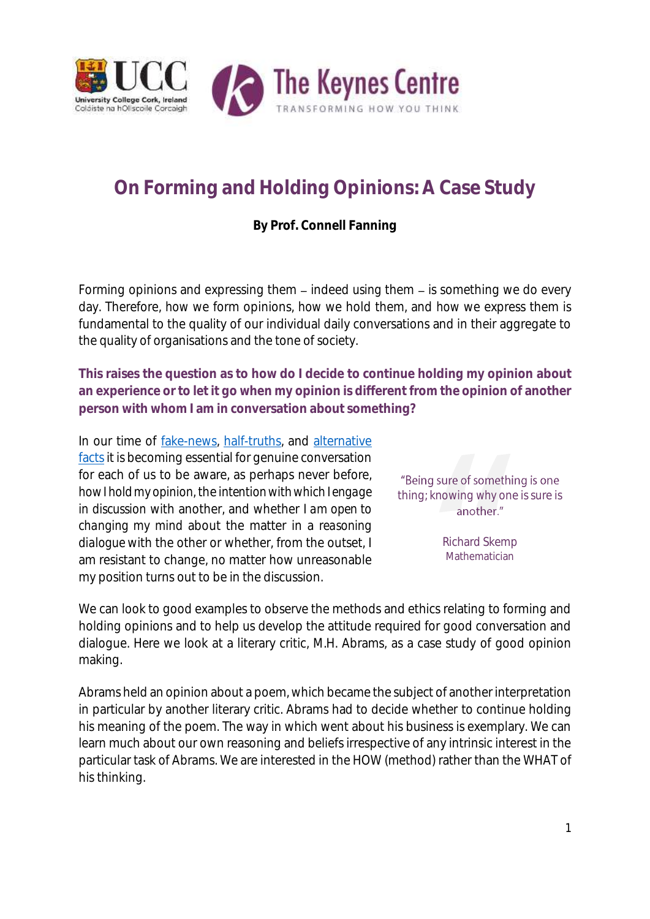# On Forming and Holding Opinions: A Case Study

**By Prof. Connell Fanning**

Forming opinions and expressing them – indeed using them – is something we do every day. Therefore, how we form opinions, how we hold them, and how we express them is fundamental to the quality of our individual daily conversations and in their aggregate to the quality of organisations and the tone of society.

**This raises the question as to how do I decide to continue holding my opinion about an experience or to let it go when my opinion is different from the opinion of another person with whom I am in conversation about something?**

In our time of fake-news, half-truths, and alternative facts it is becoming essential for genuine conversation for each of us to be aware, as perhaps never before, how I hold my opinion, the intention with which I engage in discussion with another, and whether I am open to changing my mind about the matter in a reasoning dialogue with the other or whether, from the outset, I am resistant to change, no matter how unreasonable my position turns out to be in the discussion.

> "Being sure of something is one thing; knowing why one is sure is another."
>
> Richard Skemp
> Mathematician

We can look to good examples to observe the methods and ethics relating to forming and holding opinions and to help us develop the attitude required for good conversation and dialogue. Here we look at a literary critic, M.H. Abrams, as a case study of good opinion making.

Abrams held an opinion about a poem, which became the subject of another interpretation in particular by another literary critic. Abrams had to decide whether to continue holding his meaning of the poem. The way in which went about his business is exemplary. We can learn much about our own reasoning and beliefs irrespective of any intrinsic interest in the particular task of Abrams. We are interested in the HOW (method) rather than the WHAT of his thinking.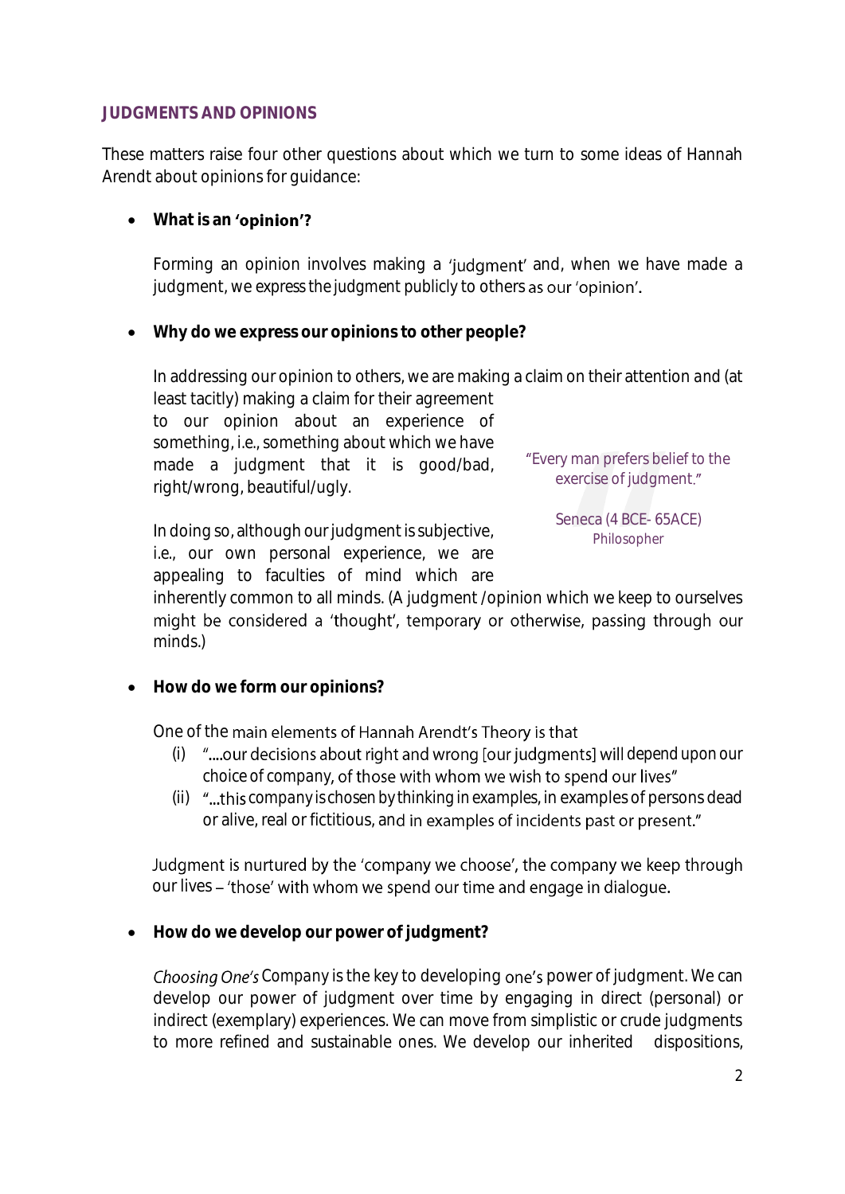## JUDGMENTS AND OPINIONS

These matters raise four other questions about which we turn to some ideas of Hannah Arendt about opinions for guidance:

- **What is an 'opinion'?**

  Forming an opinion involves making a 'judgment' and, when we have made a judgment, we express the judgment publicly to others as our 'opinion'.

- **Why do we express our opinions to other people?**

  In addressing our opinion to others, we are making a claim on their attention and (at least tacitly) making a claim for their agreement to our opinion about an experience of something, i.e., something about which we have made a judgment that it is good/bad, right/wrong, beautiful/ugly.

  In doing so, although our judgment is subjective, i.e., our own personal experience, we are appealing to faculties of mind which are inherently common to all minds. (A judgment /opinion which we keep to ourselves might be considered a 'thought', temporary or otherwise, passing through our minds.)

> "Every man prefers belief to the exercise of judgment."
>
> Seneca (4 BCE- 65ACE)
> Philosopher

- **How do we form our opinions?**

  One of the main elements of Hannah Arendt's Theory is that

  (i) "....our decisions about right and wrong [our judgments] will depend upon our choice of company, of those with whom we wish to spend our lives"

  (ii) "...this company is chosen by thinking in examples, in examples of persons dead or alive, real or fictitious, and in examples of incidents past or present."

  Judgment is nurtured by the 'company we choose', the company we keep through our lives – 'those' with whom we spend our time and engage in dialogue.

- **How do we develop our power of judgment?**

  *Choosing One's* Company is the key to developing one's power of judgment. We can develop our power of judgment over time by engaging in direct (personal) or indirect (exemplary) experiences. We can move from simplistic or crude judgments to more refined and sustainable ones. We develop our inherited dispositions,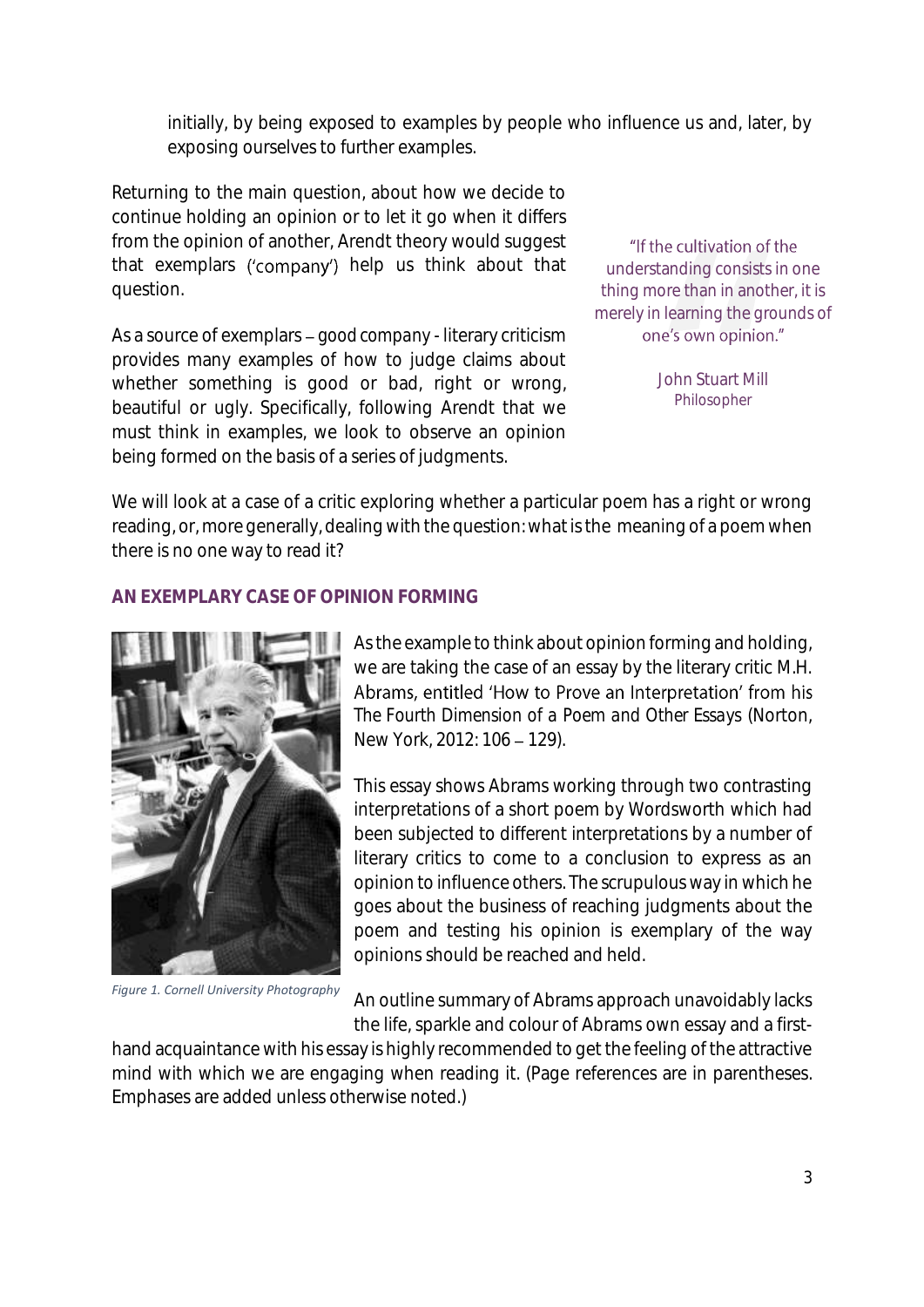initially, by being exposed to examples by people who influence us and, later, by exposing ourselves to further examples.

Returning to the main question, about how we decide to continue holding an opinion or to let it go when it differs from the opinion of another, Arendt theory would suggest that exemplars ('company') help us think about that question.

As a source of exemplars – good company - literary criticism provides many examples of how to judge claims about whether something is good or bad, right or wrong, beautiful or ugly. Specifically, following Arendt that we must think in examples, we look to observe an opinion being formed on the basis of a series of judgments.

> "If the cultivation of the understanding consists in one thing more than in another, it is merely in learning the grounds of one's own opinion."
>
> John Stuart Mill
> Philosopher

We will look at a case of a critic exploring whether a particular poem has a right or wrong reading, or, more generally, dealing with the question: what is the meaning of a poem when there is no one way to read it?

## AN EXEMPLARY CASE OF OPINION FORMING

*Figure 1. Cornell University Photography*

As the example to think about opinion forming and holding, we are taking the case of an essay by the literary critic M.H. Abrams, entitled 'How to Prove an Interpretation' from his *The Fourth Dimension of a Poem and Other Essays* (Norton, New York, 2012: 106 – 129).

This essay shows Abrams working through two contrasting interpretations of a short poem by Wordsworth which had been subjected to different interpretations by a number of literary critics to come to a conclusion to express as an opinion to influence others. The scrupulous way in which he goes about the business of reaching judgments about the poem and testing his opinion is exemplary of the way opinions should be reached and held.

An outline summary of Abrams approach unavoidably lacks the life, sparkle and colour of Abrams own essay and a first-hand acquaintance with his essay is highly recommended to get the feeling of the attractive mind with which we are engaging when reading it. (Page references are in parentheses. Emphases are added unless otherwise noted.)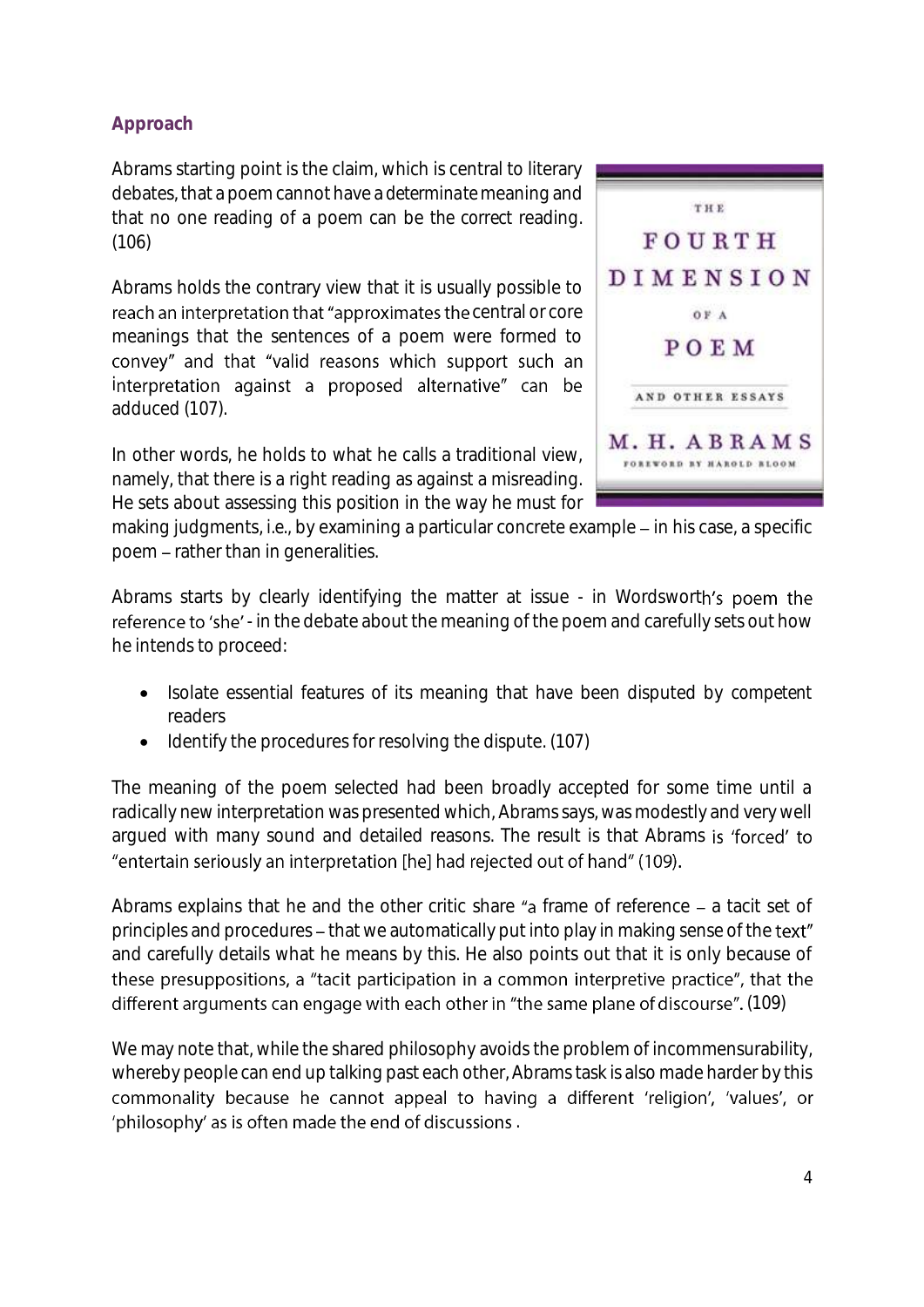## Approach

Abrams starting point is the claim, which is central to literary debates, that a poem cannot have a determinate meaning and that no one reading of a poem can be the correct reading. (106)

Abrams holds the contrary view that it is usually possible to reach an interpretation that "approximates the central or core meanings that the sentences of a poem were formed to convey" and that "valid reasons which support such an interpretation against a proposed alternative" can be adduced (107).

In other words, he holds to what he calls a traditional view, namely, that there is a right reading as against a misreading. He sets about assessing this position in the way he must for making judgments, i.e., by examining a particular concrete example – in his case, a specific poem – rather than in generalities.

Abrams starts by clearly identifying the matter at issue - in Wordsworth's poem the reference to 'she' - in the debate about the meaning of the poem and carefully sets out how he intends to proceed:

- Isolate essential features of its meaning that have been disputed by competent readers
- Identify the procedures for resolving the dispute. (107)

The meaning of the poem selected had been broadly accepted for some time until a radically new interpretation was presented which, Abrams says, was modestly and very well argued with many sound and detailed reasons. The result is that Abrams is 'forced' to "entertain seriously an interpretation [he] had rejected out of hand" (109).

Abrams explains that he and the other critic share "a frame of reference – a tacit set of principles and procedures – that we automatically put into play in making sense of the text" and carefully details what he means by this. He also points out that it is only because of these presuppositions, a "tacit participation in a common interpretive practice", that the different arguments can engage with each other in "the same plane of discourse". (109)

We may note that, while the shared philosophy avoids the problem of incommensurability, whereby people can end up talking past each other, Abrams task is also made harder by this commonality because he cannot appeal to having a different 'religion', 'values', or 'philosophy' as is often made the end of discussions .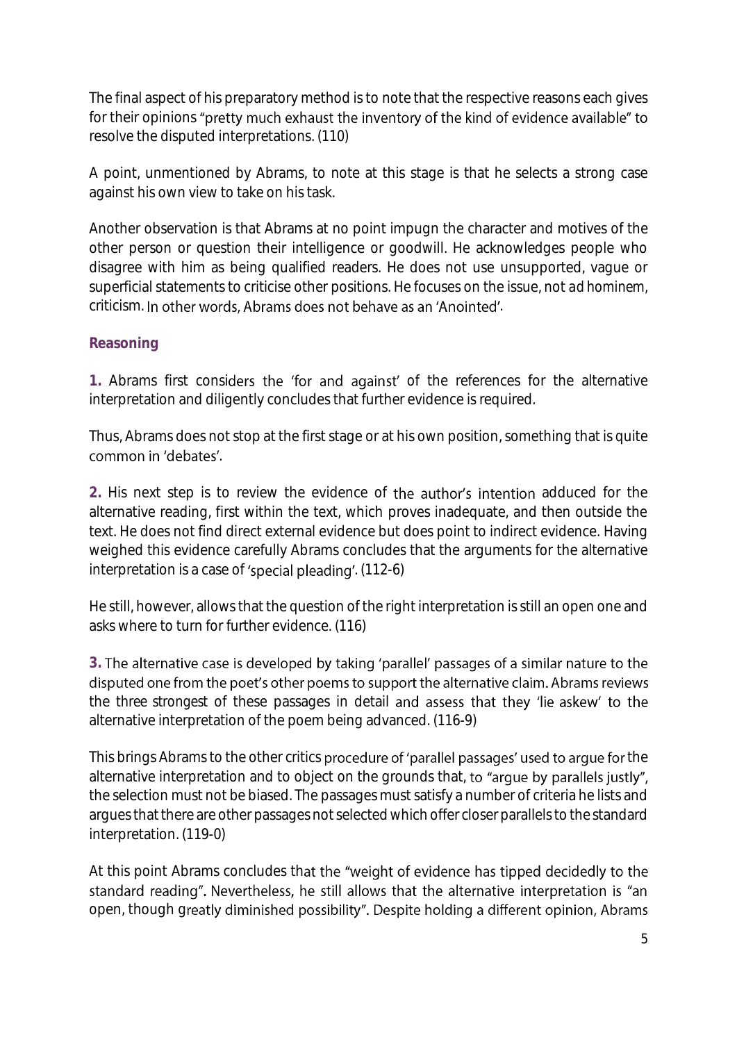The final aspect of his preparatory method is to note that the respective reasons each gives for their opinions "pretty much exhaust the inventory of the kind of evidence available" to resolve the disputed interpretations. (110)

A point, unmentioned by Abrams, to note at this stage is that he selects a strong case against his own view to take on his task.

Another observation is that Abrams at no point impugn the character and motives of the other person or question their intelligence or goodwill. He acknowledges people who disagree with him as being qualified readers. He does not use unsupported, vague or superficial statements to criticise other positions. He focuses on the issue, not ad hominem, criticism. In other words, Abrams does not behave as an 'Anointed'.

**Reasoning**

**1.** Abrams first considers the 'for and against' of the references for the alternative interpretation and diligently concludes that further evidence is required.

Thus, Abrams does not stop at the first stage or at his own position, something that is quite common in 'debates'.

**2.** His next step is to review the evidence of the author's intention adduced for the alternative reading, first within the text, which proves inadequate, and then outside the text. He does not find direct external evidence but does point to indirect evidence. Having weighed this evidence carefully Abrams concludes that the arguments for the alternative interpretation is a case of 'special pleading'. (112-6)

He still, however, allows that the question of the right interpretation is still an open one and asks where to turn for further evidence. (116)

**3.** The alternative case is developed by taking 'parallel' passages of a similar nature to the disputed one from the poet's other poems to support the alternative claim. Abrams reviews the three strongest of these passages in detail and assess that they 'lie askew' to the alternative interpretation of the poem being advanced. (116-9)

This brings Abrams to the other critics procedure of 'parallel passages' used to argue for the alternative interpretation and to object on the grounds that, to "argue by parallels justly", the selection must not be biased. The passages must satisfy a number of criteria he lists and argues that there are other passages not selected which offer closer parallels to the standard interpretation. (119-0)

At this point Abrams concludes that the "weight of evidence has tipped decidedly to the standard reading". Nevertheless, he still allows that the alternative interpretation is "an open, though greatly diminished possibility". Despite holding a different opinion, Abrams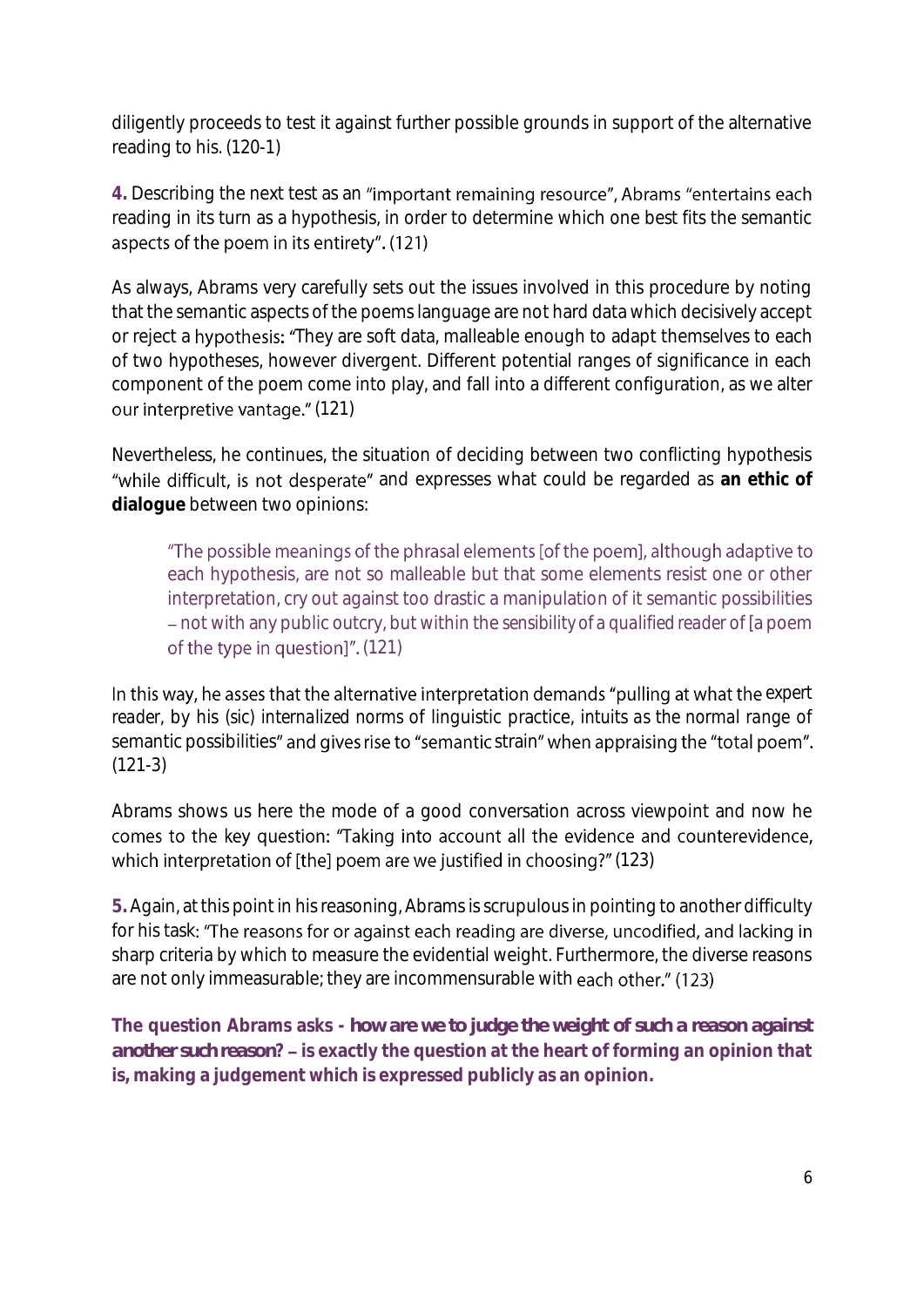diligently proceeds to test it against further possible grounds in support of the alternative reading to his. (120-1)

**4.** Describing the next test as an "important remaining resource", Abrams "entertains each reading in its turn as a hypothesis, in order to determine which one best fits the semantic aspects of the poem in its entirety". (121)

As always, Abrams very carefully sets out the issues involved in this procedure by noting that the semantic aspects of the poems language are not hard data which decisively accept or reject a hypothesis: "They are soft data, malleable enough to adapt themselves to each of two hypotheses, however divergent. Different potential ranges of significance in each component of the poem come into play, and fall into a different configuration, as we alter our interpretive vantage." (121)

Nevertheless, he continues, the situation of deciding between two conflicting hypothesis "while difficult, is not desperate" and expresses what could be regarded as **an ethic of dialogue** between two opinions:

> "The possible meanings of the phrasal elements [of the poem], although adaptive to each hypothesis, are not so malleable but that some elements resist one or other interpretation, cry out against too drastic a manipulation of it semantic possibilities – not with any public outcry, but within the sensibility of a qualified reader of [a poem of the type in question]". (121)

In this way, he asses that the alternative interpretation demands "pulling at what the expert reader, by his (sic) internalized norms of linguistic practice, intuits as the normal range of semantic possibilities" and gives rise to "semantic strain" when appraising the "total poem". (121-3)

Abrams shows us here the mode of a good conversation across viewpoint and now he comes to the key question: "Taking into account all the evidence and counterevidence, which interpretation of [the] poem are we justified in choosing?" (123)

**5.** Again, at this point in his reasoning, Abrams is scrupulous in pointing to another difficulty for his task: "The reasons for or against each reading are diverse, uncodified, and lacking in sharp criteria by which to measure the evidential weight. Furthermore, the diverse reasons are not only immeasurable; they are incommensurable with each other." (123)

**The question Abrams asks - *how are we to judge the weight of such a reason against another such reason?* – is exactly the question at the heart of forming an opinion that is, making a judgement which is expressed publicly as an opinion.**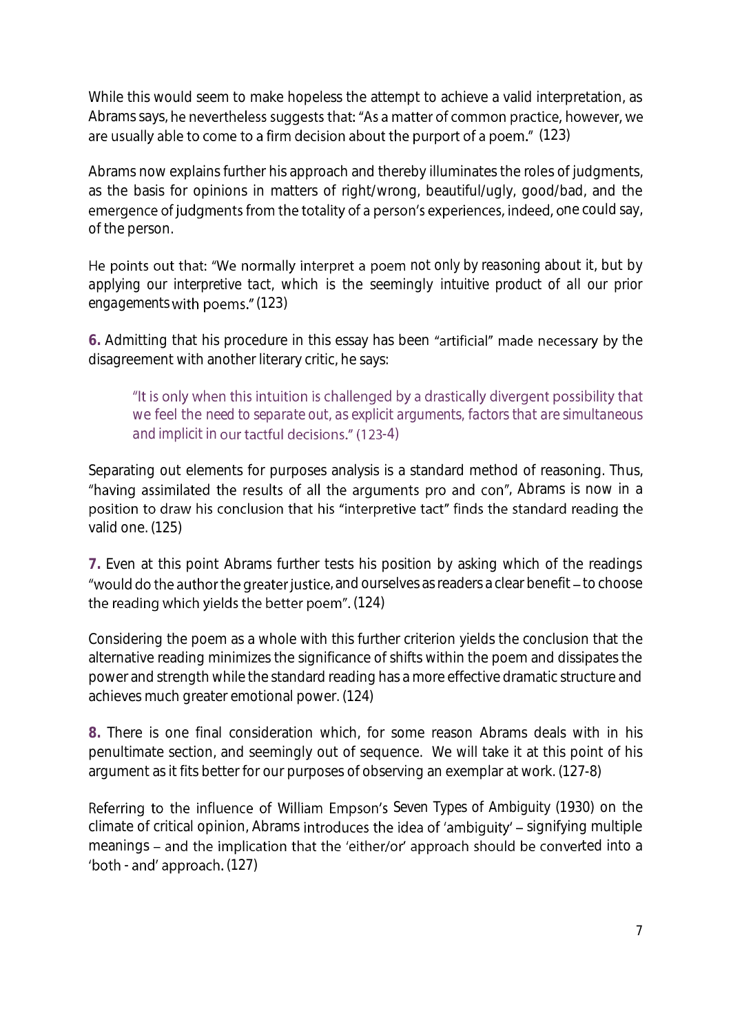While this would seem to make hopeless the attempt to achieve a valid interpretation, as Abrams says, he nevertheless suggests that: "As a matter of common practice, however, we are usually able to come to a firm decision about the purport of a poem." (123)

Abrams now explains further his approach and thereby illuminates the roles of judgments, as the basis for opinions in matters of right/wrong, beautiful/ugly, good/bad, and the emergence of judgments from the totality of a person's experiences, indeed, one could say, of the person.

He points out that: "We normally interpret a poem not only by reasoning about it, but by applying our interpretive tact, which is the seemingly intuitive product of all our prior engagements with poems." (123)

**6.** Admitting that his procedure in this essay has been "artificial" made necessary by the disagreement with another literary critic, he says:

> "It is only when this intuition is challenged by a drastically divergent possibility that we feel the need to separate out, as explicit arguments, factors that are simultaneous and implicit in our tactful decisions." (123-4)

Separating out elements for purposes analysis is a standard method of reasoning. Thus, "having assimilated the results of all the arguments pro and con", Abrams is now in a position to draw his conclusion that his "interpretive tact" finds the standard reading the valid one. (125)

**7.** Even at this point Abrams further tests his position by asking which of the readings "would do the author the greater justice, and ourselves as readers a clear benefit – to choose the reading which yields the better poem". (124)

Considering the poem as a whole with this further criterion yields the conclusion that the alternative reading minimizes the significance of shifts within the poem and dissipates the power and strength while the standard reading has a more effective dramatic structure and achieves much greater emotional power. (124)

**8.** There is one final consideration which, for some reason Abrams deals with in his penultimate section, and seemingly out of sequence. We will take it at this point of his argument as it fits better for our purposes of observing an exemplar at work. (127-8)

Referring to the influence of William Empson's Seven Types of Ambiguity (1930) on the climate of critical opinion, Abrams introduces the idea of 'ambiguity' – signifying multiple meanings – and the implication that the 'either/or' approach should be converted into a 'both - and' approach. (127)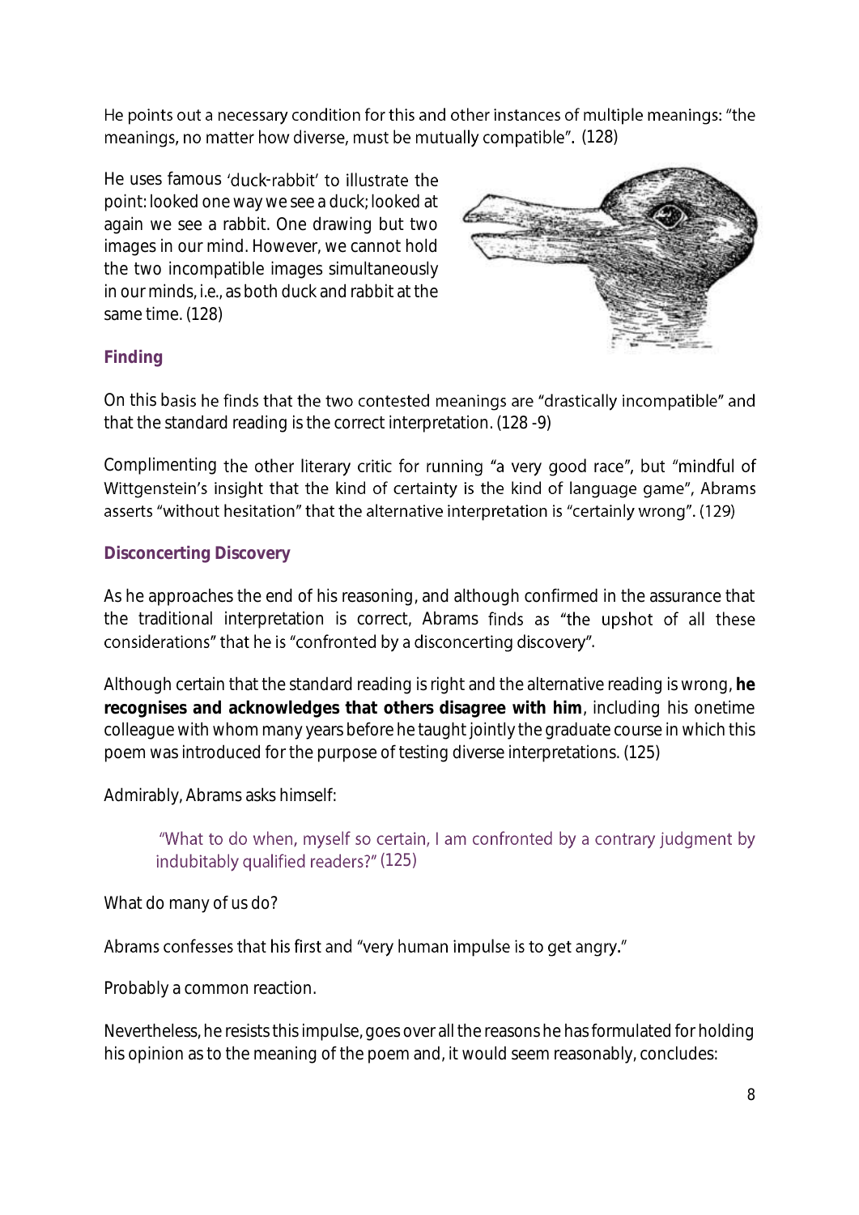He points out a necessary condition for this and other instances of multiple meanings: "the meanings, no matter how diverse, must be mutually compatible". (128)

He uses famous 'duck-rabbit' to illustrate the point: looked one way we see a duck; looked at again we see a rabbit. One drawing but two images in our mind. However, we cannot hold the two incompatible images simultaneously in our minds, i.e., as both duck and rabbit at the same time. (128)

### Finding

On this basis he finds that the two contested meanings are "drastically incompatible" and that the standard reading is the correct interpretation. (128 -9)

Complimenting the other literary critic for running "a very good race", but "mindful of Wittgenstein's insight that the kind of certainty is the kind of language game", Abrams asserts "without hesitation" that the alternative interpretation is "certainly wrong". (129)

### Disconcerting Discovery

As he approaches the end of his reasoning, and although confirmed in the assurance that the traditional interpretation is correct, Abrams finds as "the upshot of all these considerations" that he is "confronted by a disconcerting discovery".

Although certain that the standard reading is right and the alternative reading is wrong, **he recognises and acknowledges that others disagree with him**, including his onetime colleague with whom many years before he taught jointly the graduate course in which this poem was introduced for the purpose of testing diverse interpretations. (125)

Admirably, Abrams asks himself:

> "What to do when, myself so certain, I am confronted by a contrary judgment by indubitably qualified readers?" (125)

What do many of us do?

Abrams confesses that his first and "very human impulse is to get angry."

Probably a common reaction.

Nevertheless, he resists this impulse, goes over all the reasons he has formulated for holding his opinion as to the meaning of the poem and, it would seem reasonably, concludes: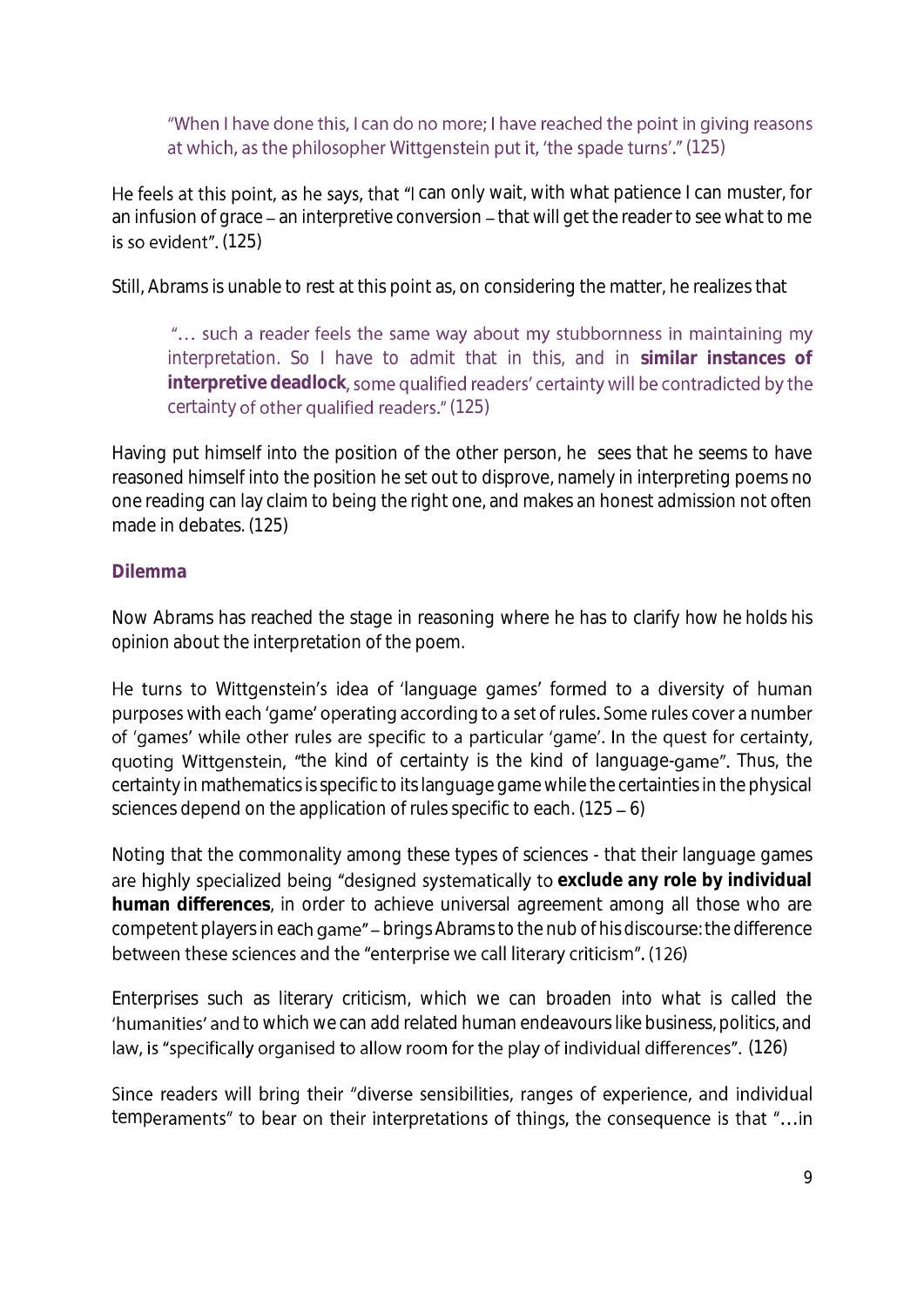> "When I have done this, I can do no more; I have reached the point in giving reasons at which, as the philosopher Wittgenstein put it, 'the spade turns'." (125)

He feels at this point, as he says, that "I can only wait, with what patience I can muster, for an infusion of grace – an interpretive conversion – that will get the reader to see what to me is so evident". (125)

Still, Abrams is unable to rest at this point as, on considering the matter, he realizes that

> "… such a reader feels the same way about my stubbornness in maintaining my interpretation. So I have to admit that in this, and in **similar instances of interpretive deadlock**, some qualified readers' certainty will be contradicted by the certainty of other qualified readers." (125)

Having put himself into the position of the other person, he sees that he seems to have reasoned himself into the position he set out to disprove, namely in interpreting poems no one reading can lay claim to being the right one, and makes an honest admission not often made in debates. (125)

### Dilemma

Now Abrams has reached the stage in reasoning where he has to clarify how he holds his opinion about the interpretation of the poem.

He turns to Wittgenstein's idea of 'language games' formed to a diversity of human purposes with each 'game' operating according to a set of rules. Some rules cover a number of 'games' while other rules are specific to a particular 'game'. In the quest for certainty, quoting Wittgenstein, "the kind of certainty is the kind of language-game". Thus, the certainty in mathematics is specific to its language game while the certainties in the physical sciences depend on the application of rules specific to each. (125 – 6)

Noting that the commonality among these types of sciences - that their language games are highly specialized being "designed systematically to **exclude any role by individual human differences**, in order to achieve universal agreement among all those who are competent players in each game" – brings Abrams to the nub of his discourse: the difference between these sciences and the "enterprise we call literary criticism". (126)

Enterprises such as literary criticism, which we can broaden into what is called the 'humanities' and to which we can add related human endeavours like business, politics, and law, is "specifically organised to allow room for the play of individual differences". (126)

Since readers will bring their "diverse sensibilities, ranges of experience, and individual temperaments" to bear on their interpretations of things, the consequence is that "…in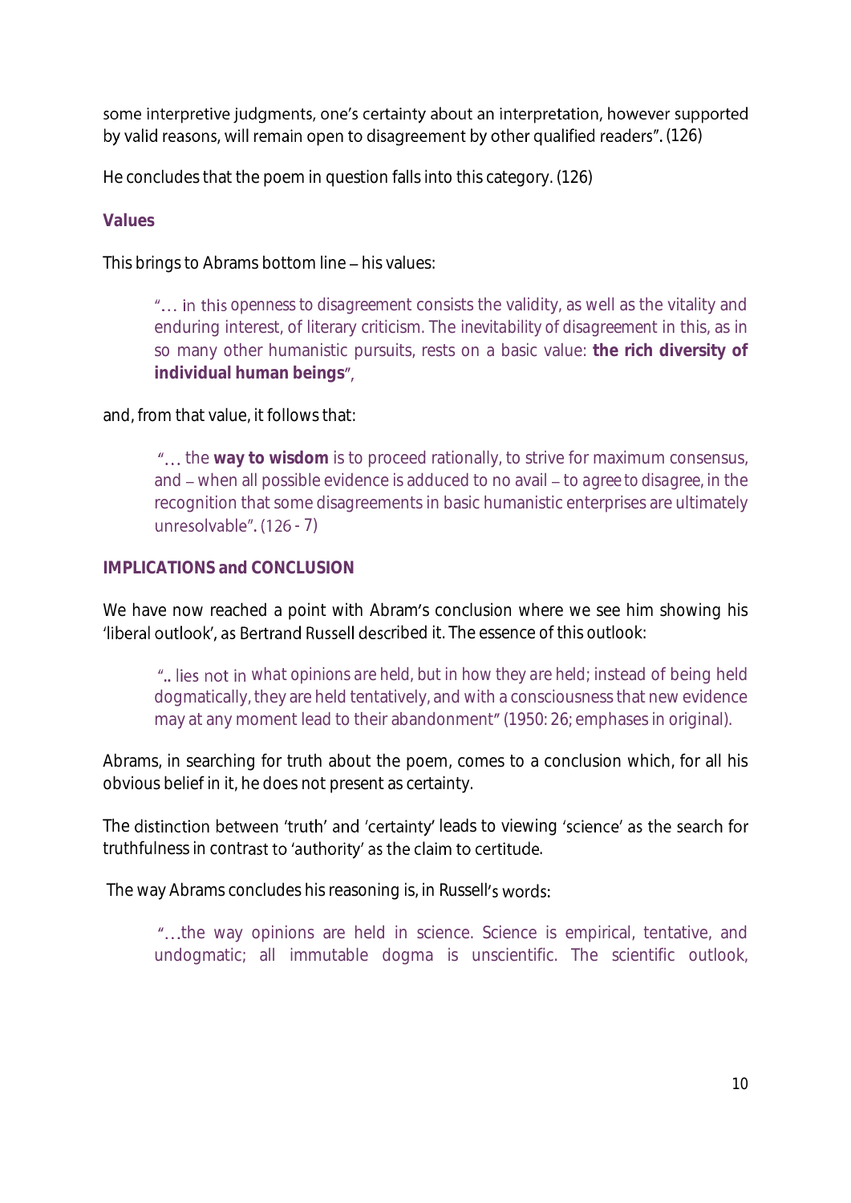some interpretive judgments, one's certainty about an interpretation, however supported by valid reasons, will remain open to disagreement by other qualified readers". (126)

He concludes that the poem in question falls into this category. (126)

### Values

This brings to Abrams bottom line – his values:

> "... in this openness to disagreement consists the validity, as well as the vitality and enduring interest, of literary criticism. The inevitability of disagreement in this, as in so many other humanistic pursuits, rests on a basic value: **the rich diversity of individual human beings**",

and, from that value, it follows that:

> "... the **way to wisdom** is to proceed rationally, to strive for maximum consensus, and – when all possible evidence is adduced to no avail – to agree to disagree, in the recognition that some disagreements in basic humanistic enterprises are ultimately unresolvable". (126 - 7)

### IMPLICATIONS and CONCLUSION

We have now reached a point with Abram's conclusion where we see him showing his 'liberal outlook', as Bertrand Russell described it. The essence of this outlook:

> ".. lies not in what opinions are held, but in how they are held; instead of being held dogmatically, they are held tentatively, and with a consciousness that new evidence may at any moment lead to their abandonment" (1950: 26; emphases in original).

Abrams, in searching for truth about the poem, comes to a conclusion which, for all his obvious belief in it, he does not present as certainty.

The distinction between 'truth' and 'certainty' leads to viewing 'science' as the search for truthfulness in contrast to 'authority' as the claim to certitude.

The way Abrams concludes his reasoning is, in Russell's words:

> "...the way opinions are held in science. Science is empirical, tentative, and undogmatic; all immutable dogma is unscientific. The scientific outlook,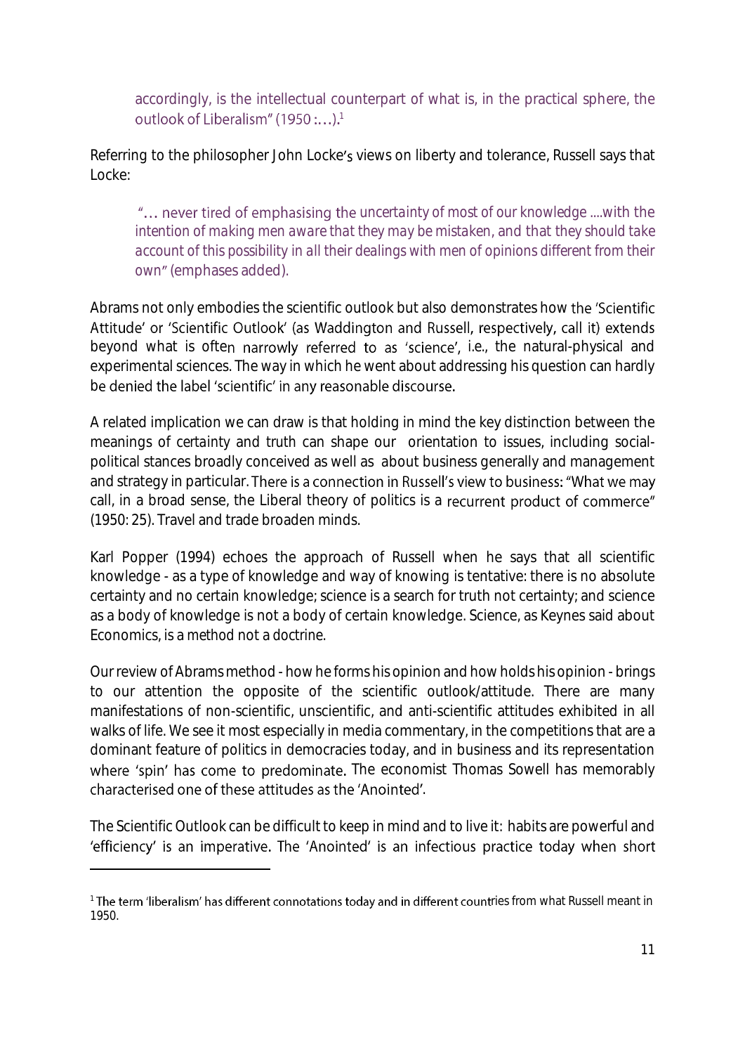> accordingly, is the intellectual counterpart of what is, in the practical sphere, the outlook of Liberalism" (1950 :…).[1]

Referring to the philosopher John Locke's views on liberty and tolerance, Russell says that Locke:

> "… never tired of emphasising the *uncertainty of most of our knowledge* ....with the *intention of making men aware that they may be mistaken, and that they should take account of this possibility in all their dealings with men of opinions different from their own*" (emphases added).

Abrams not only embodies the scientific outlook but also demonstrates how the 'Scientific Attitude' or 'Scientific Outlook' (as Waddington and Russell, respectively, call it) extends beyond what is often narrowly referred to as 'science', i.e., the natural-physical and experimental sciences. The way in which he went about addressing his question can hardly be denied the label 'scientific' in any reasonable discourse.

A related implication we can draw is that holding in mind the key distinction between the meanings of certainty and truth can shape our orientation to issues, including social-political stances broadly conceived as well as about business generally and management and strategy in particular. There is a connection in Russell's view to business: "What we may call, in a broad sense, the Liberal theory of politics is a recurrent product of commerce" (1950: 25). Travel and trade broaden minds.

Karl Popper (1994) echoes the approach of Russell when he says that all scientific knowledge - as a type of knowledge and way of knowing is tentative: there is no absolute certainty and no certain knowledge; science is a search for truth not certainty; and science as a body of knowledge is not a body of certain knowledge. Science, as Keynes said about Economics, is a method not a doctrine.

Our review of Abrams method - how he forms his opinion and how holds his opinion - brings to our attention the opposite of the scientific outlook/attitude. There are many manifestations of non-scientific, unscientific, and anti-scientific attitudes exhibited in all walks of life. We see it most especially in media commentary, in the competitions that are a dominant feature of politics in democracies today, and in business and its representation where 'spin' has come to predominate. The economist Thomas Sowell has memorably characterised one of these attitudes as the 'Anointed'.

The Scientific Outlook can be difficult to keep in mind and to live it: habits are powerful and 'efficiency' is an imperative. The 'Anointed' is an infectious practice today when short

[1] The term 'liberalism' has different connotations today and in different countries from what Russell meant in 1950.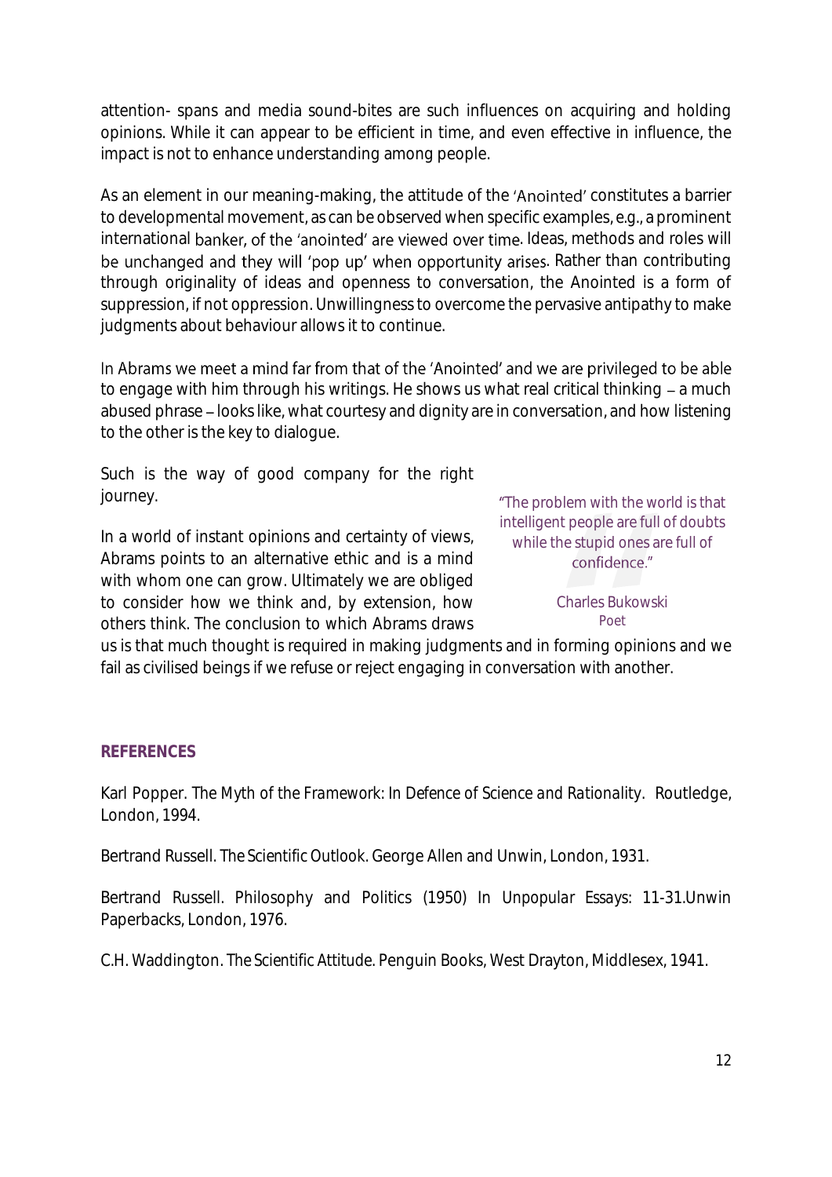attention- spans and media sound-bites are such influences on acquiring and holding opinions. While it can appear to be efficient in time, and even effective in influence, the impact is not to enhance understanding among people.

As an element in our meaning-making, the attitude of the 'Anointed' constitutes a barrier to developmental movement, as can be observed when specific examples, e.g., a prominent international banker, of the 'anointed' are viewed over time. Ideas, methods and roles will be unchanged and they will 'pop up' when opportunity arises. Rather than contributing through originality of ideas and openness to conversation, the Anointed is a form of suppression, if not oppression. Unwillingness to overcome the pervasive antipathy to make judgments about behaviour allows it to continue.

In Abrams we meet a mind far from that of the 'Anointed' and we are privileged to be able to engage with him through his writings. He shows us what real critical thinking – a much abused phrase – looks like, what courtesy and dignity are in conversation, and how listening to the other is the key to dialogue.

Such is the way of good company for the right journey.

In a world of instant opinions and certainty of views, Abrams points to an alternative ethic and is a mind with whom one can grow. Ultimately we are obliged to consider how we think and, by extension, how others think. The conclusion to which Abrams draws us is that much thought is required in making judgments and in forming opinions and we fail as civilised beings if we refuse or reject engaging in conversation with another.

> "The problem with the world is that intelligent people are full of doubts while the stupid ones are full of confidence."
>
> Charles Bukowski
> Poet

## REFERENCES

Karl Popper. *The Myth of the Framework: In Defence of Science and Rationality*. Routledge, London, 1994.

Bertrand Russell. *The Scientific Outlook*. George Allen and Unwin, London, 1931.

Bertrand Russell. Philosophy and Politics (1950) In *Unpopular Essays*: 11-31.Unwin Paperbacks, London, 1976.

C.H. Waddington. *The Scientific Attitude*. Penguin Books, West Drayton, Middlesex, 1941.